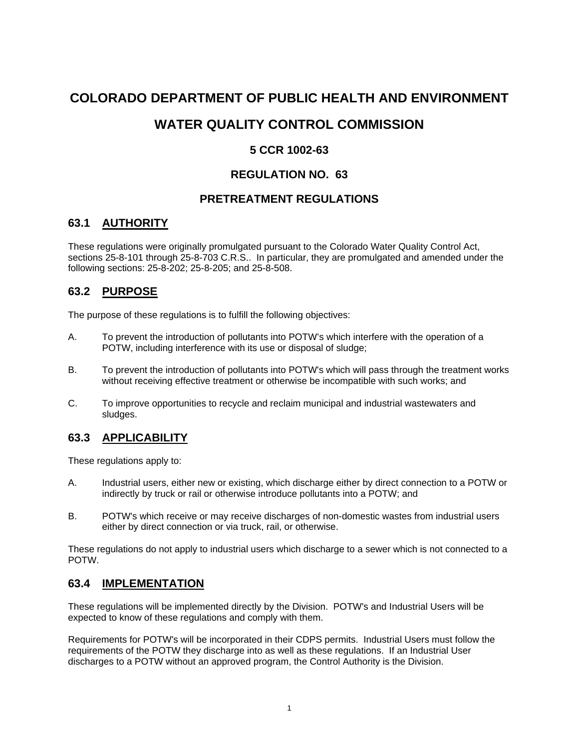# COLORADO DEPARTMENT OF PUBLIC HEALTH AND ENVIRONMENT

# WATER QUALITY CONTROL COMMISSION

### 5 CCR 1002-63

### REGULATION NO. 63

### PRETREATMENT REGULATIONS

## 63.1 AUTHORITY

These regulations were originally promulgated pursuant to the Colorado Water Quality Control Act, sections 25-8-101 through 25-8-703 C.R.S.. In particular, they are promulgated and amended under the following sections: 25-8-202; 25-8-205; and 25-8-508.

## 63.2 PURPOSE

The purpose of these regulations is to fulfill the following objectives:

A. To prevent the introduction of pollutants into POTW's which interfere with the operation of a POTW, including interference with its use or disposal of sludge;

B. To prevent the introduction of pollutants into POTW's which will pass through the treatment works without receiving effective treatment or otherwise be incompatible with such works; and

C. To improve opportunities to recycle and reclaim municipal and industrial wastewaters and sludges.

## 63.3 APPLICABILITY

These regulations apply to:

A. Industrial users, either new or existing, which discharge either by direct connection to a POTW or indirectly by truck or rail or otherwise introduce pollutants into a POTW; and

B. POTW's which receive or may receive discharges of non-domestic wastes from industrial users either by direct connection or via truck, rail, or otherwise.

These regulations do not apply to industrial users which discharge to a sewer which is not connected to a POTW.

## 63.4 IMPLEMENTATION

These regulations will be implemented directly by the Division. POTW's and Industrial Users will be expected to know of these regulations and comply with them.

Requirements for POTW's will be incorporated in their CDPS permits. Industrial Users must follow the requirements of the POTW they discharge into as well as these regulations. If an Industrial User discharges to a POTW without an approved program, the Control Authority is the Division.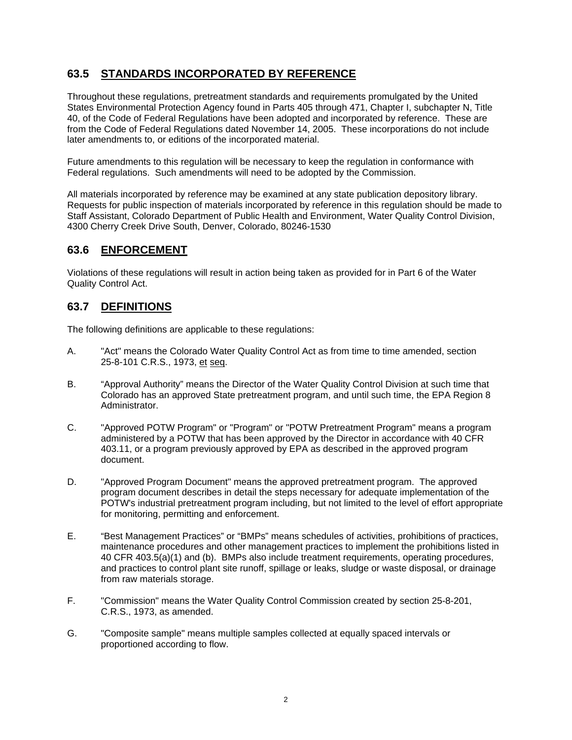## 63.5 STANDARDS INCORPORATED BY REFERENCE

Throughout these regulations, pretreatment standards and requirements promulgated by the United States Environmental Protection Agency found in Parts 405 through 471, Chapter I, subchapter N, Title 40, of the Code of Federal Regulations have been adopted and incorporated by reference. These are from the Code of Federal Regulations dated November 14, 2005. These incorporations do not include later amendments to, or editions of the incorporated material.

Future amendments to this regulation will be necessary to keep the regulation in conformance with Federal regulations. Such amendments will need to be adopted by the Commission.

All materials incorporated by reference may be examined at any state publication depository library. Requests for public inspection of materials incorporated by reference in this regulation should be made to Staff Assistant, Colorado Department of Public Health and Environment, Water Quality Control Division, 4300 Cherry Creek Drive South, Denver, Colorado, 80246-1530

## 63.6 ENFORCEMENT

Violations of these regulations will result in action being taken as provided for in Part 6 of the Water Quality Control Act.

## 63.7 DEFINITIONS

The following definitions are applicable to these regulations:

A. "Act" means the Colorado Water Quality Control Act as from time to time amended, section 25-8-101 C.R.S., 1973, et seq.

B. "Approval Authority" means the Director of the Water Quality Control Division at such time that Colorado has an approved State pretreatment program, and until such time, the EPA Region 8 Administrator.

C. "Approved POTW Program" or "Program" or "POTW Pretreatment Program" means a program administered by a POTW that has been approved by the Director in accordance with 40 CFR 403.11, or a program previously approved by EPA as described in the approved program document.

D. "Approved Program Document" means the approved pretreatment program. The approved program document describes in detail the steps necessary for adequate implementation of the POTW's industrial pretreatment program including, but not limited to the level of effort appropriate for monitoring, permitting and enforcement.

E. "Best Management Practices" or "BMPs" means schedules of activities, prohibitions of practices, maintenance procedures and other management practices to implement the prohibitions listed in 40 CFR 403.5(a)(1) and (b). BMPs also include treatment requirements, operating procedures, and practices to control plant site runoff, spillage or leaks, sludge or waste disposal, or drainage from raw materials storage.

F. "Commission" means the Water Quality Control Commission created by section 25-8-201, C.R.S., 1973, as amended.

G. "Composite sample" means multiple samples collected at equally spaced intervals or proportioned according to flow.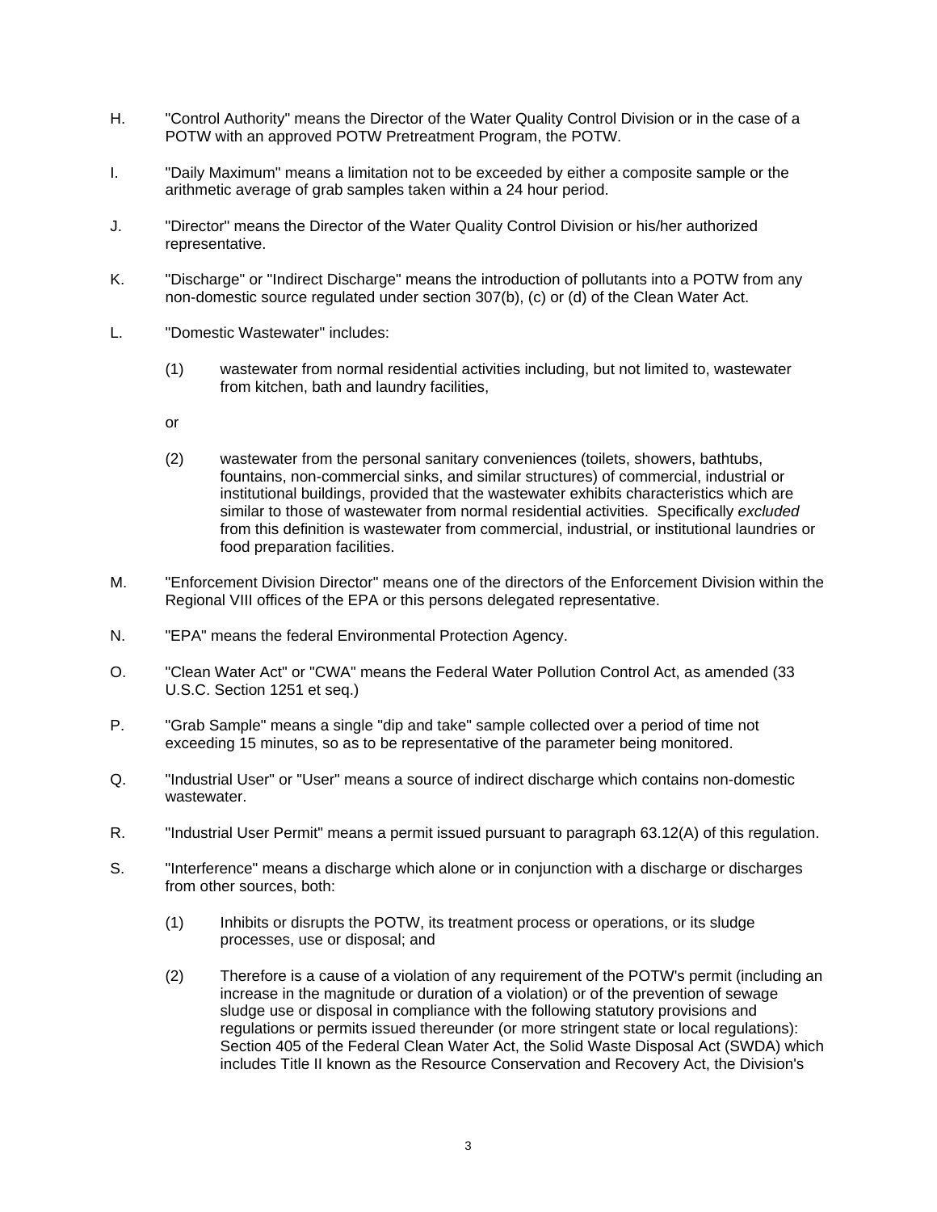H. "Control Authority" means the Director of the Water Quality Control Division or in the case of a POTW with an approved POTW Pretreatment Program, the POTW.

I. "Daily Maximum" means a limitation not to be exceeded by either a composite sample or the arithmetic average of grab samples taken within a 24 hour period.

J. "Director" means the Director of the Water Quality Control Division or his/her authorized representative.

K. "Discharge" or "Indirect Discharge" means the introduction of pollutants into a POTW from any non-domestic source regulated under section 307(b), (c) or (d) of the Clean Water Act.

L. "Domestic Wastewater" includes:

   (1) wastewater from normal residential activities including, but not limited to, wastewater from kitchen, bath and laundry facilities,

   or

   (2) wastewater from the personal sanitary conveniences (toilets, showers, bathtubs, fountains, non-commercial sinks, and similar structures) of commercial, industrial or institutional buildings, provided that the wastewater exhibits characteristics which are similar to those of wastewater from normal residential activities. Specifically *excluded* from this definition is wastewater from commercial, industrial, or institutional laundries or food preparation facilities.

M. "Enforcement Division Director" means one of the directors of the Enforcement Division within the Regional VIII offices of the EPA or this persons delegated representative.

N. "EPA" means the federal Environmental Protection Agency.

O. "Clean Water Act" or "CWA" means the Federal Water Pollution Control Act, as amended (33 U.S.C. Section 1251 et seq.)

P. "Grab Sample" means a single "dip and take" sample collected over a period of time not exceeding 15 minutes, so as to be representative of the parameter being monitored.

Q. "Industrial User" or "User" means a source of indirect discharge which contains non-domestic wastewater.

R. "Industrial User Permit" means a permit issued pursuant to paragraph 63.12(A) of this regulation.

S. "Interference" means a discharge which alone or in conjunction with a discharge or discharges from other sources, both:

   (1) Inhibits or disrupts the POTW, its treatment process or operations, or its sludge processes, use or disposal; and

   (2) Therefore is a cause of a violation of any requirement of the POTW's permit (including an increase in the magnitude or duration of a violation) or of the prevention of sewage sludge use or disposal in compliance with the following statutory provisions and regulations or permits issued thereunder (or more stringent state or local regulations): Section 405 of the Federal Clean Water Act, the Solid Waste Disposal Act (SWDA) which includes Title II known as the Resource Conservation and Recovery Act, the Division's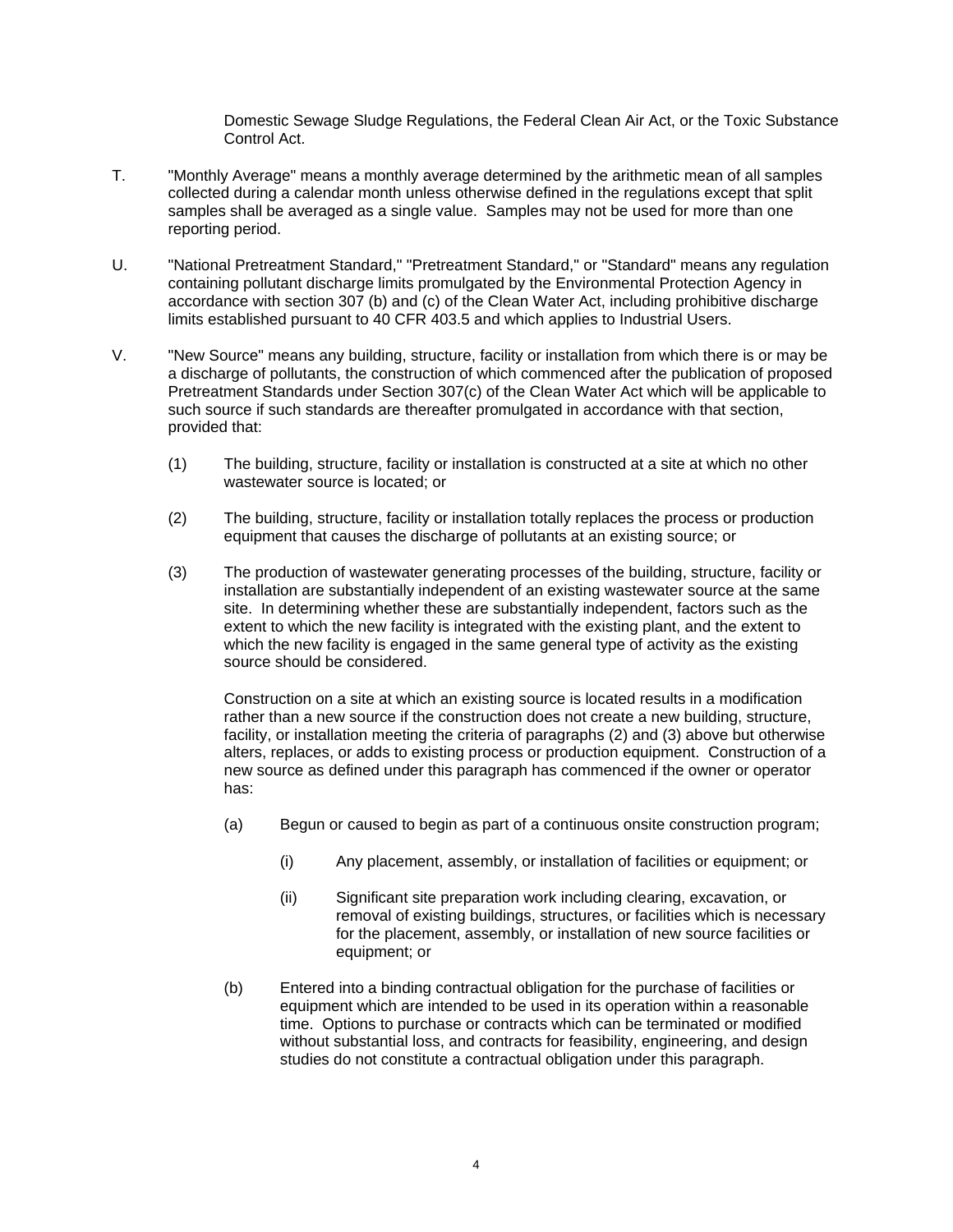Domestic Sewage Sludge Regulations, the Federal Clean Air Act, or the Toxic Substance Control Act.

T. "Monthly Average" means a monthly average determined by the arithmetic mean of all samples collected during a calendar month unless otherwise defined in the regulations except that split samples shall be averaged as a single value. Samples may not be used for more than one reporting period.

U. "National Pretreatment Standard," "Pretreatment Standard," or "Standard" means any regulation containing pollutant discharge limits promulgated by the Environmental Protection Agency in accordance with section 307 (b) and (c) of the Clean Water Act, including prohibitive discharge limits established pursuant to 40 CFR 403.5 and which applies to Industrial Users.

V. "New Source" means any building, structure, facility or installation from which there is or may be a discharge of pollutants, the construction of which commenced after the publication of proposed Pretreatment Standards under Section 307(c) of the Clean Water Act which will be applicable to such source if such standards are thereafter promulgated in accordance with that section, provided that:

(1) The building, structure, facility or installation is constructed at a site at which no other wastewater source is located; or

(2) The building, structure, facility or installation totally replaces the process or production equipment that causes the discharge of pollutants at an existing source; or

(3) The production of wastewater generating processes of the building, structure, facility or installation are substantially independent of an existing wastewater source at the same site. In determining whether these are substantially independent, factors such as the extent to which the new facility is integrated with the existing plant, and the extent to which the new facility is engaged in the same general type of activity as the existing source should be considered.

Construction on a site at which an existing source is located results in a modification rather than a new source if the construction does not create a new building, structure, facility, or installation meeting the criteria of paragraphs (2) and (3) above but otherwise alters, replaces, or adds to existing process or production equipment. Construction of a new source as defined under this paragraph has commenced if the owner or operator has:

(a) Begun or caused to begin as part of a continuous onsite construction program;

(i) Any placement, assembly, or installation of facilities or equipment; or

(ii) Significant site preparation work including clearing, excavation, or removal of existing buildings, structures, or facilities which is necessary for the placement, assembly, or installation of new source facilities or equipment; or

(b) Entered into a binding contractual obligation for the purchase of facilities or equipment which are intended to be used in its operation within a reasonable time. Options to purchase or contracts which can be terminated or modified without substantial loss, and contracts for feasibility, engineering, and design studies do not constitute a contractual obligation under this paragraph.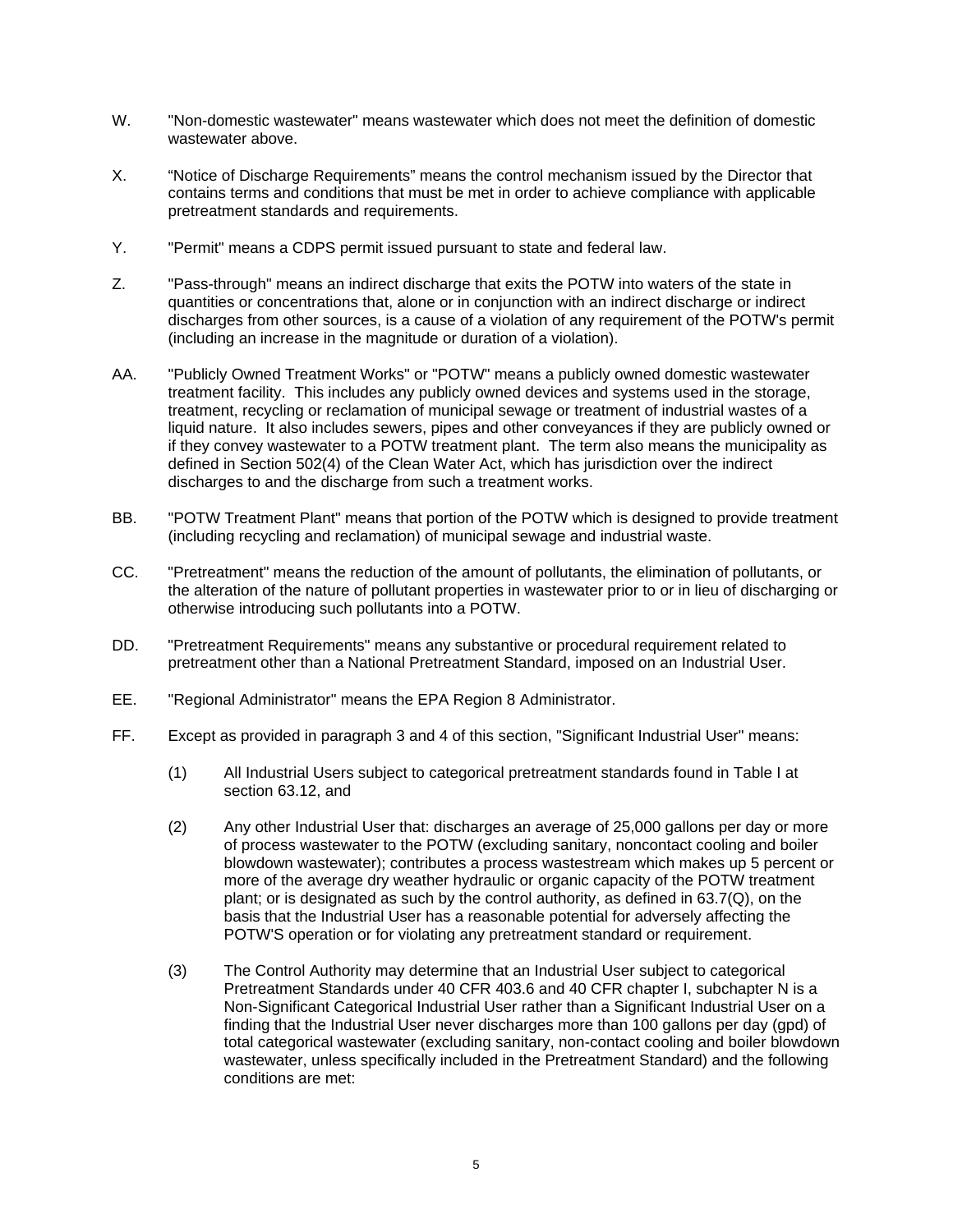W. "Non-domestic wastewater" means wastewater which does not meet the definition of domestic wastewater above.

X. "Notice of Discharge Requirements" means the control mechanism issued by the Director that contains terms and conditions that must be met in order to achieve compliance with applicable pretreatment standards and requirements.

Y. "Permit" means a CDPS permit issued pursuant to state and federal law.

Z. "Pass-through" means an indirect discharge that exits the POTW into waters of the state in quantities or concentrations that, alone or in conjunction with an indirect discharge or indirect discharges from other sources, is a cause of a violation of any requirement of the POTW's permit (including an increase in the magnitude or duration of a violation).

AA. "Publicly Owned Treatment Works" or "POTW" means a publicly owned domestic wastewater treatment facility. This includes any publicly owned devices and systems used in the storage, treatment, recycling or reclamation of municipal sewage or treatment of industrial wastes of a liquid nature. It also includes sewers, pipes and other conveyances if they are publicly owned or if they convey wastewater to a POTW treatment plant. The term also means the municipality as defined in Section 502(4) of the Clean Water Act, which has jurisdiction over the indirect discharges to and the discharge from such a treatment works.

BB. "POTW Treatment Plant" means that portion of the POTW which is designed to provide treatment (including recycling and reclamation) of municipal sewage and industrial waste.

CC. "Pretreatment" means the reduction of the amount of pollutants, the elimination of pollutants, or the alteration of the nature of pollutant properties in wastewater prior to or in lieu of discharging or otherwise introducing such pollutants into a POTW.

DD. "Pretreatment Requirements" means any substantive or procedural requirement related to pretreatment other than a National Pretreatment Standard, imposed on an Industrial User.

EE. "Regional Administrator" means the EPA Region 8 Administrator.

FF. Except as provided in paragraph 3 and 4 of this section, "Significant Industrial User" means:

(1) All Industrial Users subject to categorical pretreatment standards found in Table I at section 63.12, and

(2) Any other Industrial User that: discharges an average of 25,000 gallons per day or more of process wastewater to the POTW (excluding sanitary, noncontact cooling and boiler blowdown wastewater); contributes a process wastestream which makes up 5 percent or more of the average dry weather hydraulic or organic capacity of the POTW treatment plant; or is designated as such by the control authority, as defined in 63.7(Q), on the basis that the Industrial User has a reasonable potential for adversely affecting the POTW'S operation or for violating any pretreatment standard or requirement.

(3) The Control Authority may determine that an Industrial User subject to categorical Pretreatment Standards under 40 CFR 403.6 and 40 CFR chapter I, subchapter N is a Non-Significant Categorical Industrial User rather than a Significant Industrial User on a finding that the Industrial User never discharges more than 100 gallons per day (gpd) of total categorical wastewater (excluding sanitary, non-contact cooling and boiler blowdown wastewater, unless specifically included in the Pretreatment Standard) and the following conditions are met: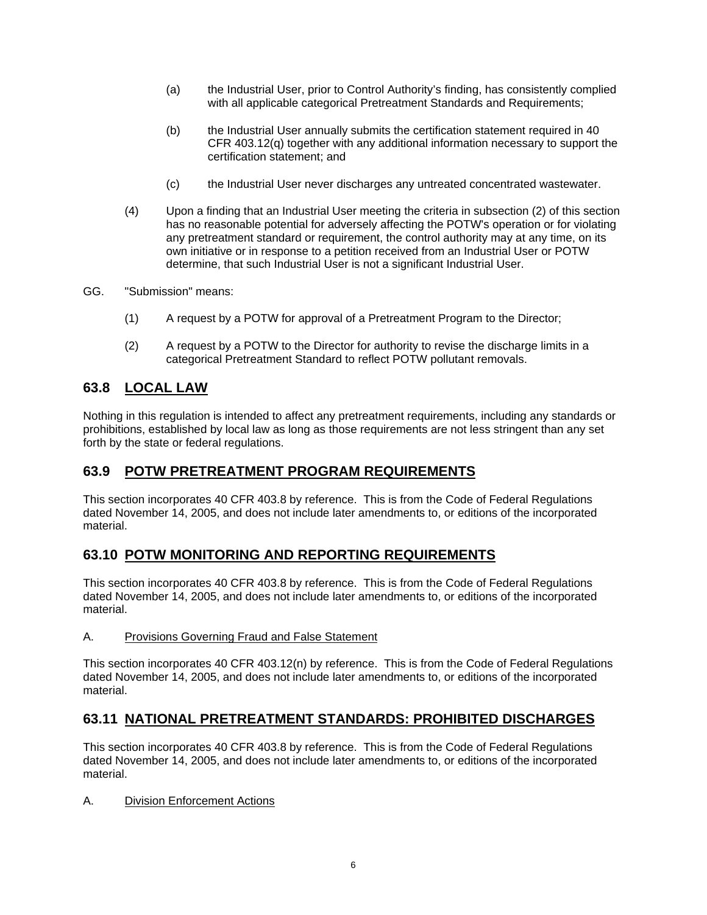(a) the Industrial User, prior to Control Authority's finding, has consistently complied with all applicable categorical Pretreatment Standards and Requirements;

(b) the Industrial User annually submits the certification statement required in 40 CFR 403.12(q) together with any additional information necessary to support the certification statement; and

(c) the Industrial User never discharges any untreated concentrated wastewater.

(4) Upon a finding that an Industrial User meeting the criteria in subsection (2) of this section has no reasonable potential for adversely affecting the POTW's operation or for violating any pretreatment standard or requirement, the control authority may at any time, on its own initiative or in response to a petition received from an Industrial User or POTW determine, that such Industrial User is not a significant Industrial User.

GG. "Submission" means:

(1) A request by a POTW for approval of a Pretreatment Program to the Director;

(2) A request by a POTW to the Director for authority to revise the discharge limits in a categorical Pretreatment Standard to reflect POTW pollutant removals.

## 63.8 LOCAL LAW

Nothing in this regulation is intended to affect any pretreatment requirements, including any standards or prohibitions, established by local law as long as those requirements are not less stringent than any set forth by the state or federal regulations.

## 63.9 POTW PRETREATMENT PROGRAM REQUIREMENTS

This section incorporates 40 CFR 403.8 by reference. This is from the Code of Federal Regulations dated November 14, 2005, and does not include later amendments to, or editions of the incorporated material.

## 63.10 POTW MONITORING AND REPORTING REQUIREMENTS

This section incorporates 40 CFR 403.8 by reference. This is from the Code of Federal Regulations dated November 14, 2005, and does not include later amendments to, or editions of the incorporated material.

A. Provisions Governing Fraud and False Statement

This section incorporates 40 CFR 403.12(n) by reference. This is from the Code of Federal Regulations dated November 14, 2005, and does not include later amendments to, or editions of the incorporated material.

## 63.11 NATIONAL PRETREATMENT STANDARDS: PROHIBITED DISCHARGES

This section incorporates 40 CFR 403.8 by reference. This is from the Code of Federal Regulations dated November 14, 2005, and does not include later amendments to, or editions of the incorporated material.

A. Division Enforcement Actions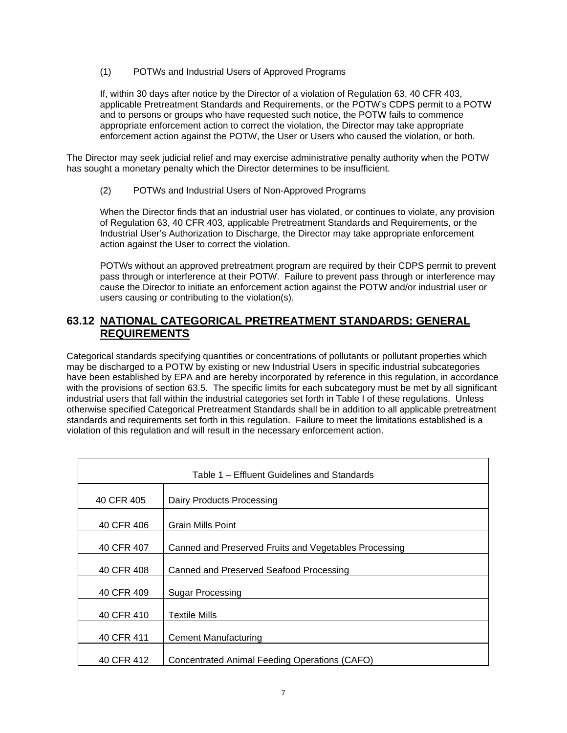(1) POTWs and Industrial Users of Approved Programs

If, within 30 days after notice by the Director of a violation of Regulation 63, 40 CFR 403, applicable Pretreatment Standards and Requirements, or the POTW's CDPS permit to a POTW and to persons or groups who have requested such notice, the POTW fails to commence appropriate enforcement action to correct the violation, the Director may take appropriate enforcement action against the POTW, the User or Users who caused the violation, or both.

The Director may seek judicial relief and may exercise administrative penalty authority when the POTW has sought a monetary penalty which the Director determines to be insufficient.

(2) POTWs and Industrial Users of Non-Approved Programs

When the Director finds that an industrial user has violated, or continues to violate, any provision of Regulation 63, 40 CFR 403, applicable Pretreatment Standards and Requirements, or the Industrial User's Authorization to Discharge, the Director may take appropriate enforcement action against the User to correct the violation.

POTWs without an approved pretreatment program are required by their CDPS permit to prevent pass through or interference at their POTW. Failure to prevent pass through or interference may cause the Director to initiate an enforcement action against the POTW and/or industrial user or users causing or contributing to the violation(s).

## 63.12 NATIONAL CATEGORICAL PRETREATMENT STANDARDS: GENERAL REQUIREMENTS

Categorical standards specifying quantities or concentrations of pollutants or pollutant properties which may be discharged to a POTW by existing or new Industrial Users in specific industrial subcategories have been established by EPA and are hereby incorporated by reference in this regulation, in accordance with the provisions of section 63.5. The specific limits for each subcategory must be met by all significant industrial users that fall within the industrial categories set forth in Table I of these regulations. Unless otherwise specified Categorical Pretreatment Standards shall be in addition to all applicable pretreatment standards and requirements set forth in this regulation. Failure to meet the limitations established is a violation of this regulation and will result in the necessary enforcement action.

| Table 1 – Effluent Guidelines and Standards | |
|---|---|
| 40 CFR 405 | Dairy Products Processing |
| 40 CFR 406 | Grain Mills Point |
| 40 CFR 407 | Canned and Preserved Fruits and Vegetables Processing |
| 40 CFR 408 | Canned and Preserved Seafood Processing |
| 40 CFR 409 | Sugar Processing |
| 40 CFR 410 | Textile Mills |
| 40 CFR 411 | Cement Manufacturing |
| 40 CFR 412 | Concentrated Animal Feeding Operations (CAFO) |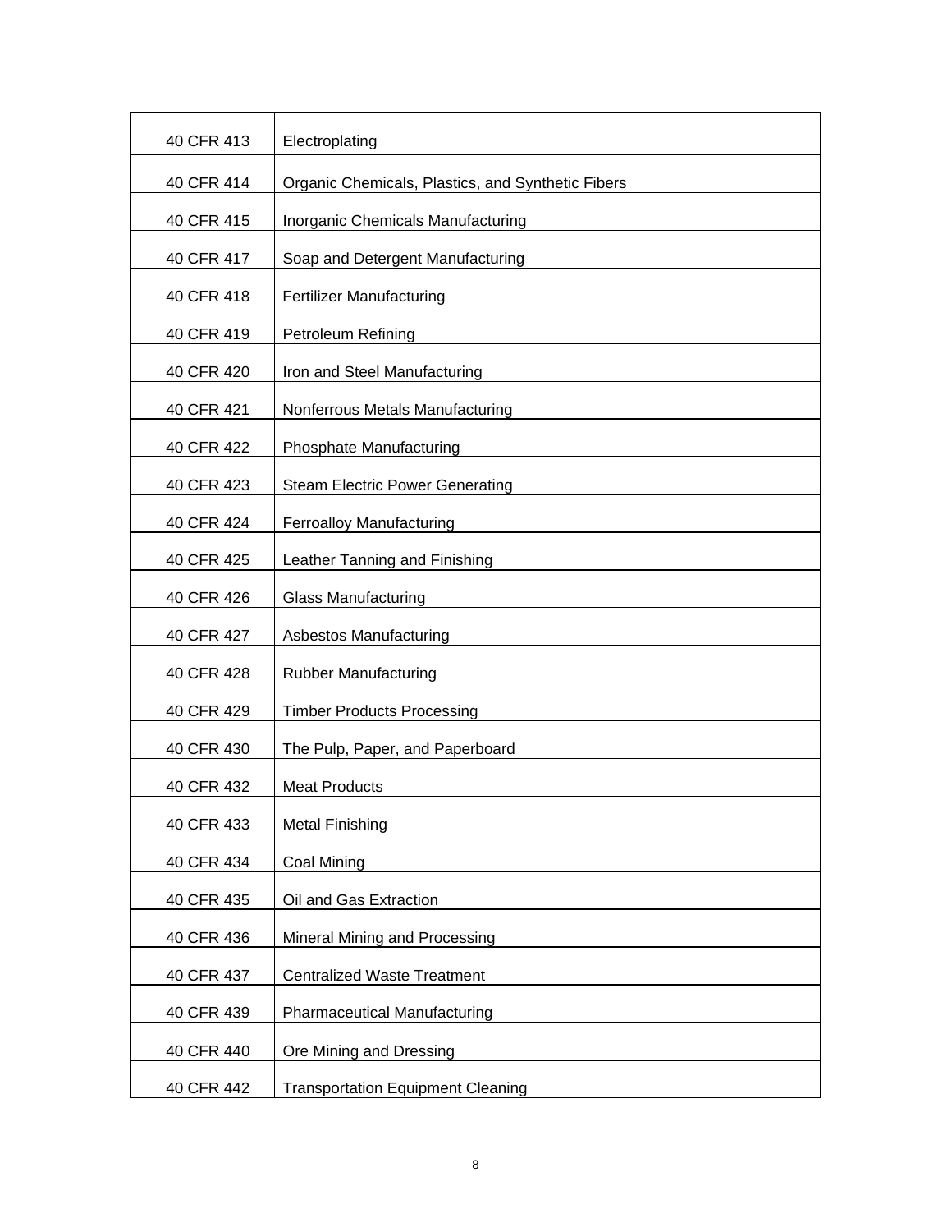| | |
|---|---|
| 40 CFR 413 | Electroplating |
| 40 CFR 414 | Organic Chemicals, Plastics, and Synthetic Fibers |
| 40 CFR 415 | Inorganic Chemicals Manufacturing |
| 40 CFR 417 | Soap and Detergent Manufacturing |
| 40 CFR 418 | Fertilizer Manufacturing |
| 40 CFR 419 | Petroleum Refining |
| 40 CFR 420 | Iron and Steel Manufacturing |
| 40 CFR 421 | Nonferrous Metals Manufacturing |
| 40 CFR 422 | Phosphate Manufacturing |
| 40 CFR 423 | Steam Electric Power Generating |
| 40 CFR 424 | Ferroalloy Manufacturing |
| 40 CFR 425 | Leather Tanning and Finishing |
| 40 CFR 426 | Glass Manufacturing |
| 40 CFR 427 | Asbestos Manufacturing |
| 40 CFR 428 | Rubber Manufacturing |
| 40 CFR 429 | Timber Products Processing |
| 40 CFR 430 | The Pulp, Paper, and Paperboard |
| 40 CFR 432 | Meat Products |
| 40 CFR 433 | Metal Finishing |
| 40 CFR 434 | Coal Mining |
| 40 CFR 435 | Oil and Gas Extraction |
| 40 CFR 436 | Mineral Mining and Processing |
| 40 CFR 437 | Centralized Waste Treatment |
| 40 CFR 439 | Pharmaceutical Manufacturing |
| 40 CFR 440 | Ore Mining and Dressing |
| 40 CFR 442 | Transportation Equipment Cleaning |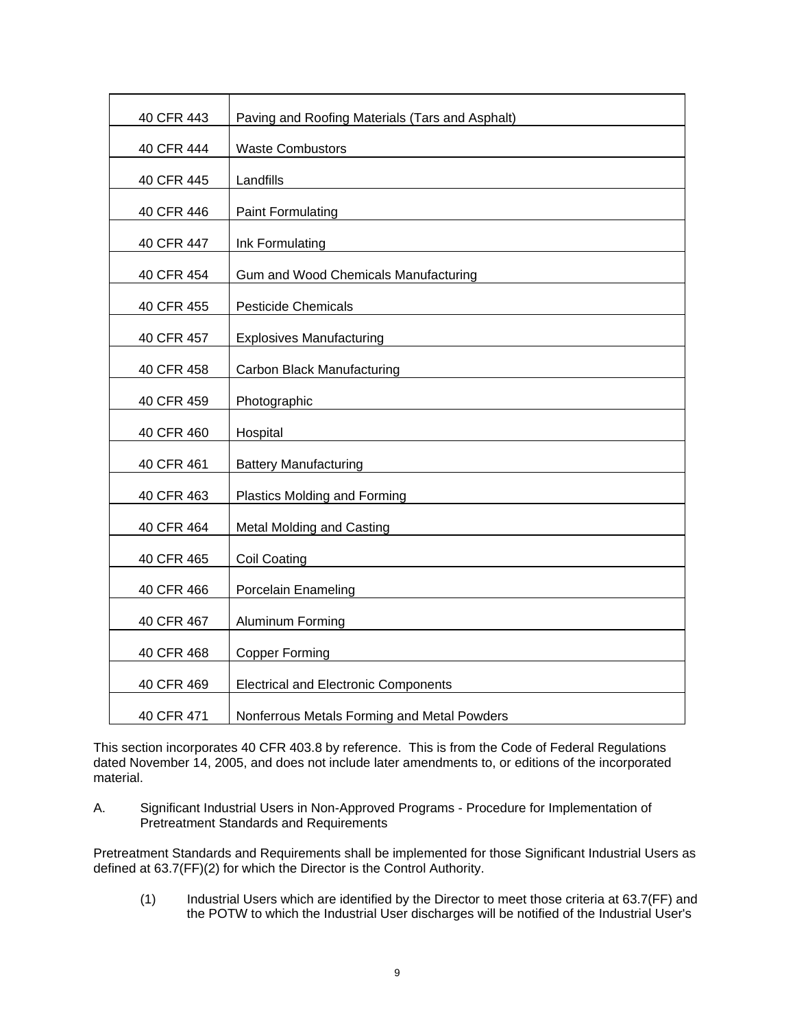| | |
|---|---|
| 40 CFR 443 | Paving and Roofing Materials (Tars and Asphalt) |
| 40 CFR 444 | Waste Combustors |
| 40 CFR 445 | Landfills |
| 40 CFR 446 | Paint Formulating |
| 40 CFR 447 | Ink Formulating |
| 40 CFR 454 | Gum and Wood Chemicals Manufacturing |
| 40 CFR 455 | Pesticide Chemicals |
| 40 CFR 457 | Explosives Manufacturing |
| 40 CFR 458 | Carbon Black Manufacturing |
| 40 CFR 459 | Photographic |
| 40 CFR 460 | Hospital |
| 40 CFR 461 | Battery Manufacturing |
| 40 CFR 463 | Plastics Molding and Forming |
| 40 CFR 464 | Metal Molding and Casting |
| 40 CFR 465 | Coil Coating |
| 40 CFR 466 | Porcelain Enameling |
| 40 CFR 467 | Aluminum Forming |
| 40 CFR 468 | Copper Forming |
| 40 CFR 469 | Electrical and Electronic Components |
| 40 CFR 471 | Nonferrous Metals Forming and Metal Powders |

This section incorporates 40 CFR 403.8 by reference. This is from the Code of Federal Regulations dated November 14, 2005, and does not include later amendments to, or editions of the incorporated material.

A. Significant Industrial Users in Non-Approved Programs - Procedure for Implementation of Pretreatment Standards and Requirements

Pretreatment Standards and Requirements shall be implemented for those Significant Industrial Users as defined at 63.7(FF)(2) for which the Director is the Control Authority.

(1) Industrial Users which are identified by the Director to meet those criteria at 63.7(FF) and the POTW to which the Industrial User discharges will be notified of the Industrial User's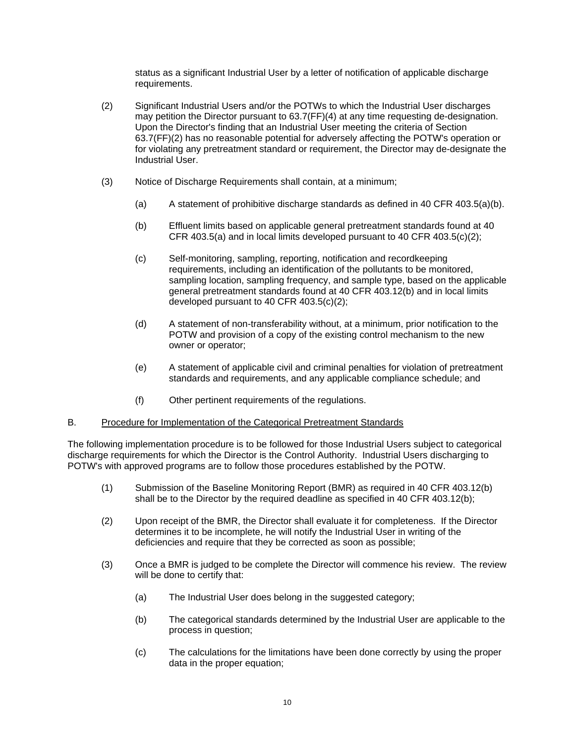status as a significant Industrial User by a letter of notification of applicable discharge requirements.

(2) Significant Industrial Users and/or the POTWs to which the Industrial User discharges may petition the Director pursuant to 63.7(FF)(4) at any time requesting de-designation. Upon the Director's finding that an Industrial User meeting the criteria of Section 63.7(FF)(2) has no reasonable potential for adversely affecting the POTW's operation or for violating any pretreatment standard or requirement, the Director may de-designate the Industrial User.

(3) Notice of Discharge Requirements shall contain, at a minimum;

(a) A statement of prohibitive discharge standards as defined in 40 CFR 403.5(a)(b).

(b) Effluent limits based on applicable general pretreatment standards found at 40 CFR 403.5(a) and in local limits developed pursuant to 40 CFR 403.5(c)(2);

(c) Self-monitoring, sampling, reporting, notification and recordkeeping requirements, including an identification of the pollutants to be monitored, sampling location, sampling frequency, and sample type, based on the applicable general pretreatment standards found at 40 CFR 403.12(b) and in local limits developed pursuant to 40 CFR 403.5(c)(2);

(d) A statement of non-transferability without, at a minimum, prior notification to the POTW and provision of a copy of the existing control mechanism to the new owner or operator;

(e) A statement of applicable civil and criminal penalties for violation of pretreatment standards and requirements, and any applicable compliance schedule; and

(f) Other pertinent requirements of the regulations.

B. <u>Procedure for Implementation of the Categorical Pretreatment Standards</u>

The following implementation procedure is to be followed for those Industrial Users subject to categorical discharge requirements for which the Director is the Control Authority. Industrial Users discharging to POTW's with approved programs are to follow those procedures established by the POTW.

(1) Submission of the Baseline Monitoring Report (BMR) as required in 40 CFR 403.12(b) shall be to the Director by the required deadline as specified in 40 CFR 403.12(b);

(2) Upon receipt of the BMR, the Director shall evaluate it for completeness. If the Director determines it to be incomplete, he will notify the Industrial User in writing of the deficiencies and require that they be corrected as soon as possible;

(3) Once a BMR is judged to be complete the Director will commence his review. The review will be done to certify that:

(a) The Industrial User does belong in the suggested category;

(b) The categorical standards determined by the Industrial User are applicable to the process in question;

(c) The calculations for the limitations have been done correctly by using the proper data in the proper equation;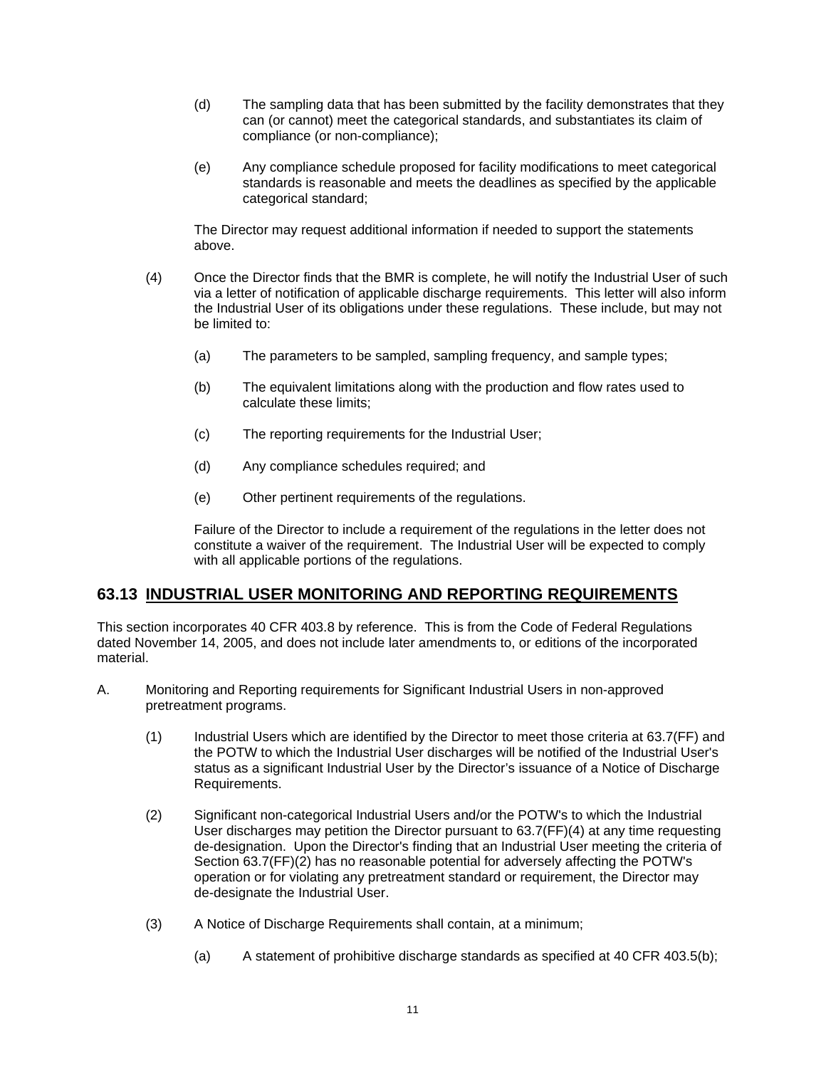(d) The sampling data that has been submitted by the facility demonstrates that they can (or cannot) meet the categorical standards, and substantiates its claim of compliance (or non-compliance);

(e) Any compliance schedule proposed for facility modifications to meet categorical standards is reasonable and meets the deadlines as specified by the applicable categorical standard;

The Director may request additional information if needed to support the statements above.

(4) Once the Director finds that the BMR is complete, he will notify the Industrial User of such via a letter of notification of applicable discharge requirements. This letter will also inform the Industrial User of its obligations under these regulations. These include, but may not be limited to:

(a) The parameters to be sampled, sampling frequency, and sample types;

(b) The equivalent limitations along with the production and flow rates used to calculate these limits;

(c) The reporting requirements for the Industrial User;

(d) Any compliance schedules required; and

(e) Other pertinent requirements of the regulations.

Failure of the Director to include a requirement of the regulations in the letter does not constitute a waiver of the requirement. The Industrial User will be expected to comply with all applicable portions of the regulations.

## 63.13 INDUSTRIAL USER MONITORING AND REPORTING REQUIREMENTS

This section incorporates 40 CFR 403.8 by reference. This is from the Code of Federal Regulations dated November 14, 2005, and does not include later amendments to, or editions of the incorporated material.

A. Monitoring and Reporting requirements for Significant Industrial Users in non-approved pretreatment programs.

(1) Industrial Users which are identified by the Director to meet those criteria at 63.7(FF) and the POTW to which the Industrial User discharges will be notified of the Industrial User's status as a significant Industrial User by the Director's issuance of a Notice of Discharge Requirements.

(2) Significant non-categorical Industrial Users and/or the POTW's to which the Industrial User discharges may petition the Director pursuant to 63.7(FF)(4) at any time requesting de-designation. Upon the Director's finding that an Industrial User meeting the criteria of Section 63.7(FF)(2) has no reasonable potential for adversely affecting the POTW's operation or for violating any pretreatment standard or requirement, the Director may de-designate the Industrial User.

(3) A Notice of Discharge Requirements shall contain, at a minimum;

(a) A statement of prohibitive discharge standards as specified at 40 CFR 403.5(b);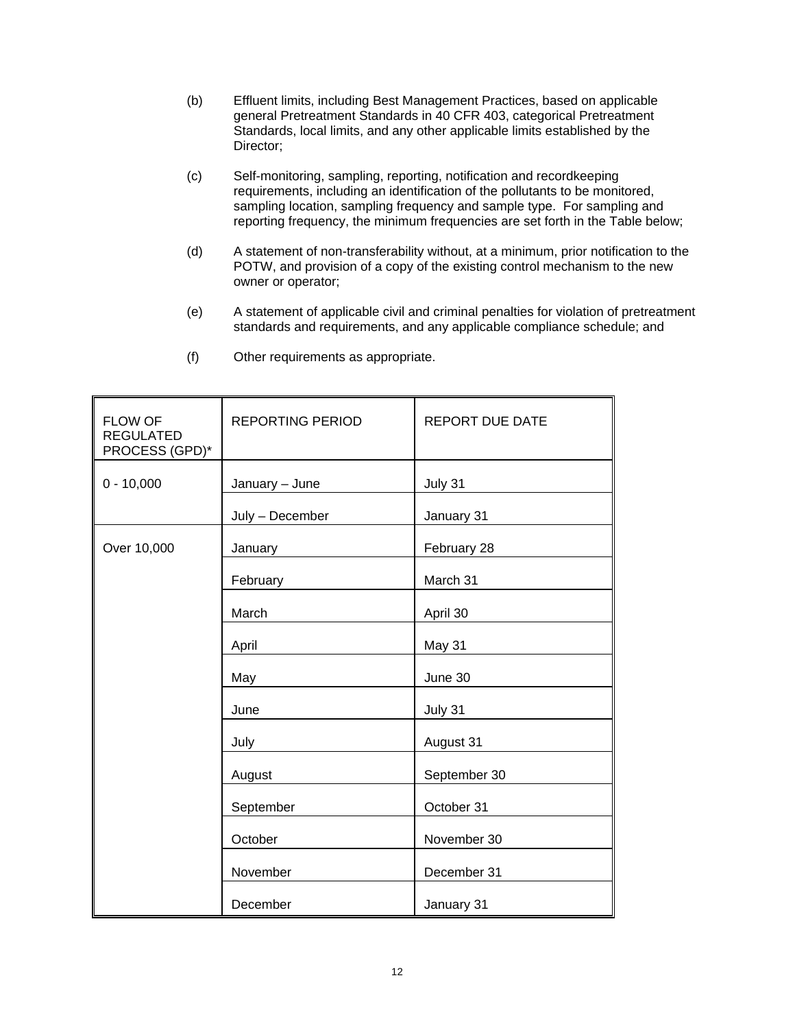(b) Effluent limits, including Best Management Practices, based on applicable general Pretreatment Standards in 40 CFR 403, categorical Pretreatment Standards, local limits, and any other applicable limits established by the Director;

(c) Self-monitoring, sampling, reporting, notification and recordkeeping requirements, including an identification of the pollutants to be monitored, sampling location, sampling frequency and sample type. For sampling and reporting frequency, the minimum frequencies are set forth in the Table below;

(d) A statement of non-transferability without, at a minimum, prior notification to the POTW, and provision of a copy of the existing control mechanism to the new owner or operator;

(e) A statement of applicable civil and criminal penalties for violation of pretreatment standards and requirements, and any applicable compliance schedule; and

(f) Other requirements as appropriate.

| FLOW OF REGULATED PROCESS (GPD)* | REPORTING PERIOD | REPORT DUE DATE |
|---|---|---|
| 0 - 10,000 | January – June | July 31 |
| | July – December | January 31 |
| Over 10,000 | January | February 28 |
| | February | March 31 |
| | March | April 30 |
| | April | May 31 |
| | May | June 30 |
| | June | July 31 |
| | July | August 31 |
| | August | September 30 |
| | September | October 31 |
| | October | November 30 |
| | November | December 31 |
| | December | January 31 |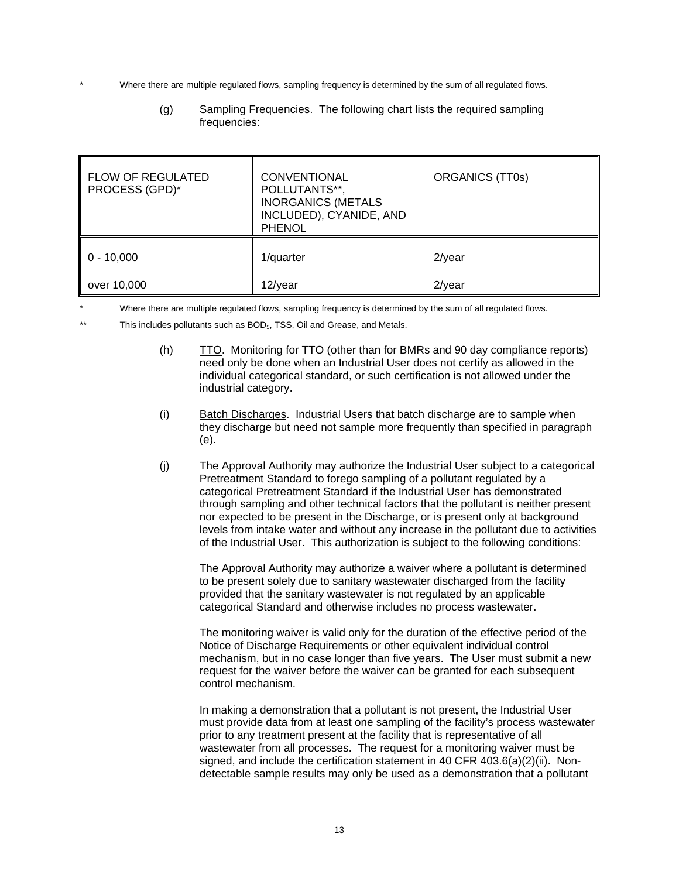* Where there are multiple regulated flows, sampling frequency is determined by the sum of all regulated flows.

(g) Sampling Frequencies. The following chart lists the required sampling frequencies:

| FLOW OF REGULATED PROCESS (GPD)* | CONVENTIONAL POLLUTANTS**, INORGANICS (METALS INCLUDED), CYANIDE, AND PHENOL | ORGANICS (TT0s) |
|---|---|---|
| 0 - 10,000 | 1/quarter | 2/year |
| over 10,000 | 12/year | 2/year |

* Where there are multiple regulated flows, sampling frequency is determined by the sum of all regulated flows.

** This includes pollutants such as $BOD_5$, TSS, Oil and Grease, and Metals.

(h) TTO. Monitoring for TTO (other than for BMRs and 90 day compliance reports) need only be done when an Industrial User does not certify as allowed in the individual categorical standard, or such certification is not allowed under the industrial category.

(i) Batch Discharges. Industrial Users that batch discharge are to sample when they discharge but need not sample more frequently than specified in paragraph (e).

(j) The Approval Authority may authorize the Industrial User subject to a categorical Pretreatment Standard to forego sampling of a pollutant regulated by a categorical Pretreatment Standard if the Industrial User has demonstrated through sampling and other technical factors that the pollutant is neither present nor expected to be present in the Discharge, or is present only at background levels from intake water and without any increase in the pollutant due to activities of the Industrial User. This authorization is subject to the following conditions:

The Approval Authority may authorize a waiver where a pollutant is determined to be present solely due to sanitary wastewater discharged from the facility provided that the sanitary wastewater is not regulated by an applicable categorical Standard and otherwise includes no process wastewater.

The monitoring waiver is valid only for the duration of the effective period of the Notice of Discharge Requirements or other equivalent individual control mechanism, but in no case longer than five years. The User must submit a new request for the waiver before the waiver can be granted for each subsequent control mechanism.

In making a demonstration that a pollutant is not present, the Industrial User must provide data from at least one sampling of the facility's process wastewater prior to any treatment present at the facility that is representative of all wastewater from all processes. The request for a monitoring waiver must be signed, and include the certification statement in 40 CFR 403.6(a)(2)(ii). Non-detectable sample results may only be used as a demonstration that a pollutant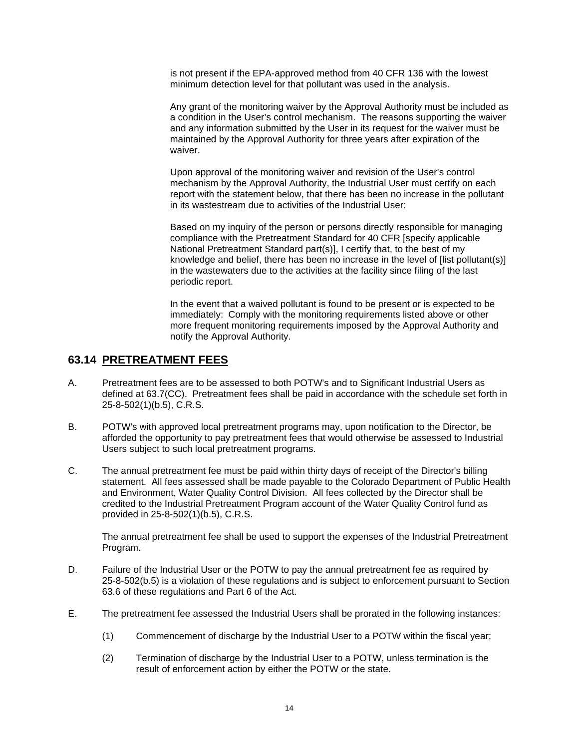is not present if the EPA-approved method from 40 CFR 136 with the lowest minimum detection level for that pollutant was used in the analysis.

Any grant of the monitoring waiver by the Approval Authority must be included as a condition in the User's control mechanism. The reasons supporting the waiver and any information submitted by the User in its request for the waiver must be maintained by the Approval Authority for three years after expiration of the waiver.

Upon approval of the monitoring waiver and revision of the User's control mechanism by the Approval Authority, the Industrial User must certify on each report with the statement below, that there has been no increase in the pollutant in its wastestream due to activities of the Industrial User:

Based on my inquiry of the person or persons directly responsible for managing compliance with the Pretreatment Standard for 40 CFR [specify applicable National Pretreatment Standard part(s)], I certify that, to the best of my knowledge and belief, there has been no increase in the level of [list pollutant(s)] in the wastewaters due to the activities at the facility since filing of the last periodic report.

In the event that a waived pollutant is found to be present or is expected to be immediately: Comply with the monitoring requirements listed above or other more frequent monitoring requirements imposed by the Approval Authority and notify the Approval Authority.

## 63.14 PRETREATMENT FEES

A. Pretreatment fees are to be assessed to both POTW's and to Significant Industrial Users as defined at 63.7(CC). Pretreatment fees shall be paid in accordance with the schedule set forth in 25-8-502(1)(b.5), C.R.S.

B. POTW's with approved local pretreatment programs may, upon notification to the Director, be afforded the opportunity to pay pretreatment fees that would otherwise be assessed to Industrial Users subject to such local pretreatment programs.

C. The annual pretreatment fee must be paid within thirty days of receipt of the Director's billing statement. All fees assessed shall be made payable to the Colorado Department of Public Health and Environment, Water Quality Control Division. All fees collected by the Director shall be credited to the Industrial Pretreatment Program account of the Water Quality Control fund as provided in 25-8-502(1)(b.5), C.R.S.

   The annual pretreatment fee shall be used to support the expenses of the Industrial Pretreatment Program.

D. Failure of the Industrial User or the POTW to pay the annual pretreatment fee as required by 25-8-502(b.5) is a violation of these regulations and is subject to enforcement pursuant to Section 63.6 of these regulations and Part 6 of the Act.

E. The pretreatment fee assessed the Industrial Users shall be prorated in the following instances:

   (1) Commencement of discharge by the Industrial User to a POTW within the fiscal year;

   (2) Termination of discharge by the Industrial User to a POTW, unless termination is the result of enforcement action by either the POTW or the state.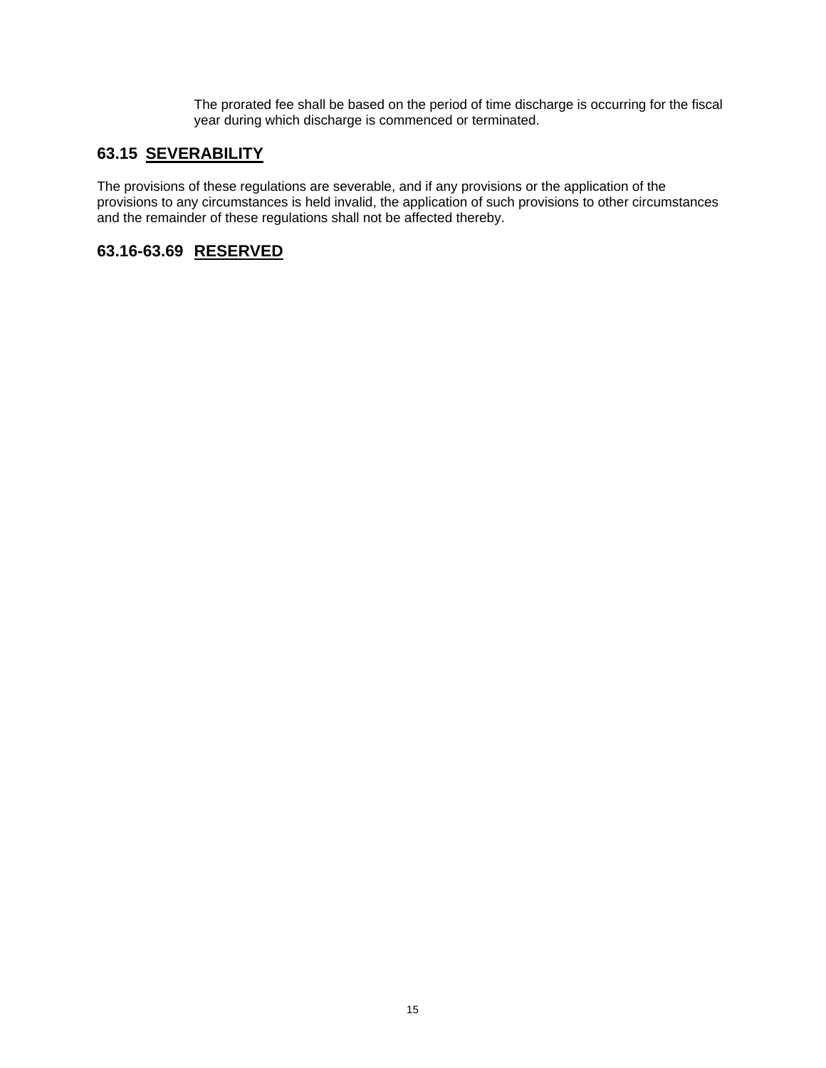The prorated fee shall be based on the period of time discharge is occurring for the fiscal year during which discharge is commenced or terminated.

## 63.15 SEVERABILITY

The provisions of these regulations are severable, and if any provisions or the application of the provisions to any circumstances is held invalid, the application of such provisions to other circumstances and the remainder of these regulations shall not be affected thereby.

## 63.16-63.69 RESERVED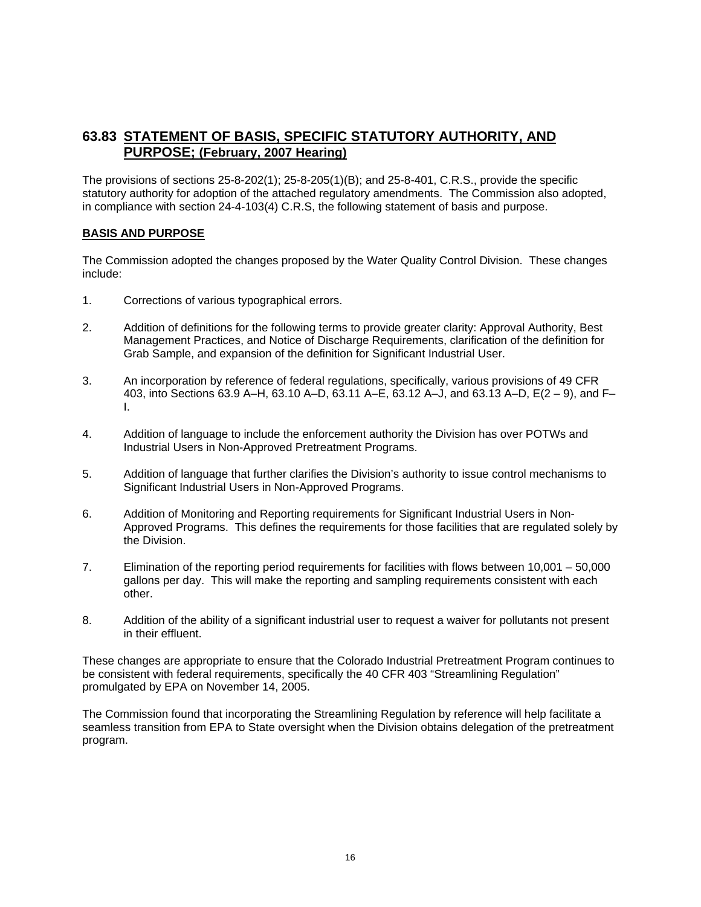## 63.83 STATEMENT OF BASIS, SPECIFIC STATUTORY AUTHORITY, AND PURPOSE; (February, 2007 Hearing)

The provisions of sections 25-8-202(1); 25-8-205(1)(B); and 25-8-401, C.R.S., provide the specific statutory authority for adoption of the attached regulatory amendments. The Commission also adopted, in compliance with section 24-4-103(4) C.R.S, the following statement of basis and purpose.

**BASIS AND PURPOSE**

The Commission adopted the changes proposed by the Water Quality Control Division. These changes include:

1. Corrections of various typographical errors.

2. Addition of definitions for the following terms to provide greater clarity: Approval Authority, Best Management Practices, and Notice of Discharge Requirements, clarification of the definition for Grab Sample, and expansion of the definition for Significant Industrial User.

3. An incorporation by reference of federal regulations, specifically, various provisions of 49 CFR 403, into Sections 63.9 A–H, 63.10 A–D, 63.11 A–E, 63.12 A–J, and 63.13 A–D, E(2 – 9), and F–I.

4. Addition of language to include the enforcement authority the Division has over POTWs and Industrial Users in Non-Approved Pretreatment Programs.

5. Addition of language that further clarifies the Division's authority to issue control mechanisms to Significant Industrial Users in Non-Approved Programs.

6. Addition of Monitoring and Reporting requirements for Significant Industrial Users in Non-Approved Programs. This defines the requirements for those facilities that are regulated solely by the Division.

7. Elimination of the reporting period requirements for facilities with flows between 10,001 – 50,000 gallons per day. This will make the reporting and sampling requirements consistent with each other.

8. Addition of the ability of a significant industrial user to request a waiver for pollutants not present in their effluent.

These changes are appropriate to ensure that the Colorado Industrial Pretreatment Program continues to be consistent with federal requirements, specifically the 40 CFR 403 "Streamlining Regulation" promulgated by EPA on November 14, 2005.

The Commission found that incorporating the Streamlining Regulation by reference will help facilitate a seamless transition from EPA to State oversight when the Division obtains delegation of the pretreatment program.